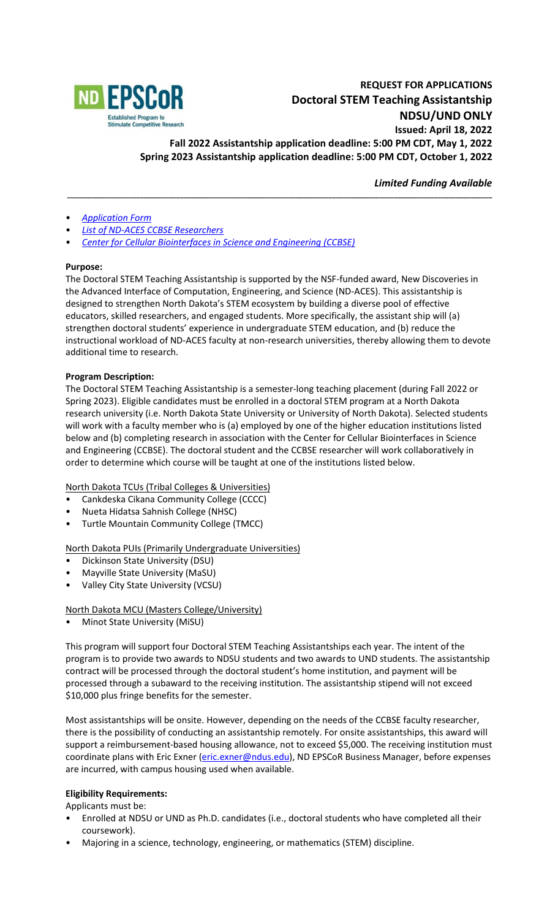# REQUEST FOR APPLICATIONS
## Doctoral STEM Teaching Assistantship
## NDSU/UND ONLY

**Issued: April 18, 2022**
**Fall 2022 Assistantship application deadline: 5:00 PM CDT, May 1, 2022**
**Spring 2023 Assistantship application deadline: 5:00 PM CDT, October 1, 2022**

***Limited Funding Available***

---

- *Application Form*
- *List of ND-ACES CCBSE Researchers*
- *Center for Cellular Biointerfaces in Science and Engineering (CCBSE)*

**Purpose:**

The Doctoral STEM Teaching Assistantship is supported by the NSF-funded award, New Discoveries in the Advanced Interface of Computation, Engineering, and Science (ND-ACES). This assistantship is designed to strengthen North Dakota's STEM ecosystem by building a diverse pool of effective educators, skilled researchers, and engaged students. More specifically, the assistant ship will (a) strengthen doctoral students' experience in undergraduate STEM education, and (b) reduce the instructional workload of ND-ACES faculty at non-research universities, thereby allowing them to devote additional time to research.

**Program Description:**

The Doctoral STEM Teaching Assistantship is a semester-long teaching placement (during Fall 2022 or Spring 2023). Eligible candidates must be enrolled in a doctoral STEM program at a North Dakota research university (i.e. North Dakota State University or University of North Dakota). Selected students will work with a faculty member who is (a) employed by one of the higher education institutions listed below and (b) completing research in association with the Center for Cellular Biointerfaces in Science and Engineering (CCBSE). The doctoral student and the CCBSE researcher will work collaboratively in order to determine which course will be taught at one of the institutions listed below.

North Dakota TCUs (Tribal Colleges & Universities)

- Cankdeska Cikana Community College (CCCC)
- Nueta Hidatsa Sahnish College (NHSC)
- Turtle Mountain Community College (TMCC)

North Dakota PUIs (Primarily Undergraduate Universities)

- Dickinson State University (DSU)
- Mayville State University (MaSU)
- Valley City State University (VCSU)

North Dakota MCU (Masters College/University)

- Minot State University (MiSU)

This program will support four Doctoral STEM Teaching Assistantships each year. The intent of the program is to provide two awards to NDSU students and two awards to UND students. The assistantship contract will be processed through the doctoral student's home institution, and payment will be processed through a subaward to the receiving institution. The assistantship stipend will not exceed $10,000 plus fringe benefits for the semester.

Most assistantships will be onsite. However, depending on the needs of the CCBSE faculty researcher, there is the possibility of conducting an assistantship remotely. For onsite assistantships, this award will support a reimbursement-based housing allowance, not to exceed $5,000. The receiving institution must coordinate plans with Eric Exner (eric.exner@ndus.edu), ND EPSCoR Business Manager, before expenses are incurred, with campus housing used when available.

**Eligibility Requirements:**

Applicants must be:

- Enrolled at NDSU or UND as Ph.D. candidates (i.e., doctoral students who have completed all their coursework).
- Majoring in a science, technology, engineering, or mathematics (STEM) discipline.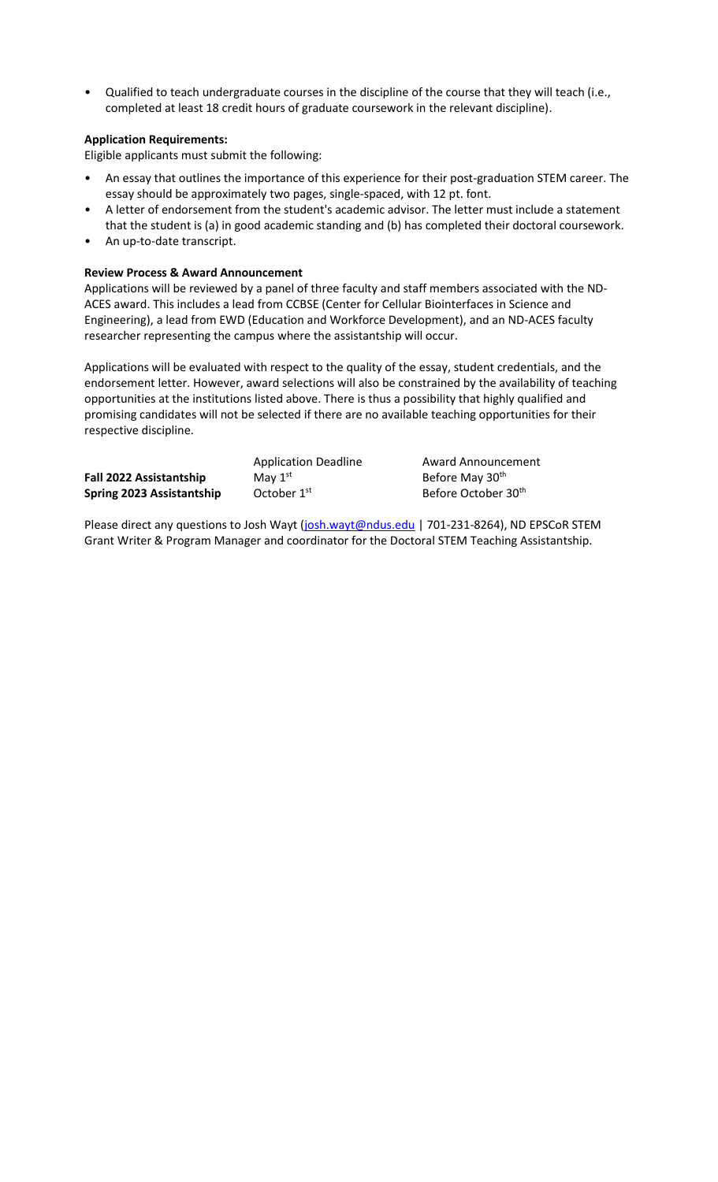- Qualified to teach undergraduate courses in the discipline of the course that they will teach (i.e., completed at least 18 credit hours of graduate coursework in the relevant discipline).

**Application Requirements:**

Eligible applicants must submit the following:

- An essay that outlines the importance of this experience for their post-graduation STEM career. The essay should be approximately two pages, single-spaced, with 12 pt. font.
- A letter of endorsement from the student's academic advisor. The letter must include a statement that the student is (a) in good academic standing and (b) has completed their doctoral coursework.
- An up-to-date transcript.

**Review Process & Award Announcement**

Applications will be reviewed by a panel of three faculty and staff members associated with the ND-ACES award. This includes a lead from CCBSE (Center for Cellular Biointerfaces in Science and Engineering), a lead from EWD (Education and Workforce Development), and an ND-ACES faculty researcher representing the campus where the assistantship will occur.

Applications will be evaluated with respect to the quality of the essay, student credentials, and the endorsement letter. However, award selections will also be constrained by the availability of teaching opportunities at the institutions listed above. There is thus a possibility that highly qualified and promising candidates will not be selected if there are no available teaching opportunities for their respective discipline.

| | Application Deadline | Award Announcement |
|---|---|---|
| **Fall 2022 Assistantship** | May 1st | Before May 30th |
| **Spring 2023 Assistantship** | October 1st | Before October 30th |

Please direct any questions to Josh Wayt (josh.wayt@ndus.edu | 701-231-8264), ND EPSCoR STEM Grant Writer & Program Manager and coordinator for the Doctoral STEM Teaching Assistantship.